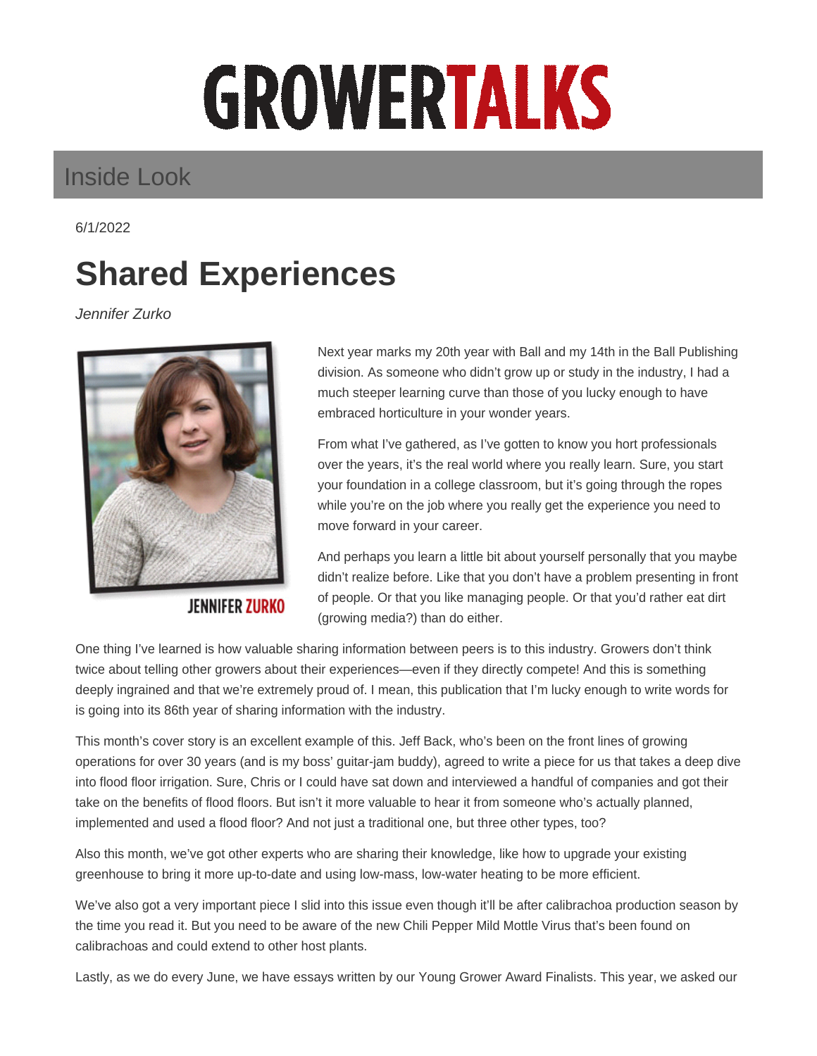# GROWERTALKS

## Inside Look

6/1/2022

# Shared Experiences

*Jennifer Zurko*

JENNIFER ZURKO

Next year marks my 20th year with Ball and my 14th in the Ball Publishing division. As someone who didn't grow up or study in the industry, I had a much steeper learning curve than those of you lucky enough to have embraced horticulture in your wonder years.

From what I've gathered, as I've gotten to know you hort professionals over the years, it's the real world where you really learn. Sure, you start your foundation in a college classroom, but it's going through the ropes while you're on the job where you really get the experience you need to move forward in your career.

And perhaps you learn a little bit about yourself personally that you maybe didn't realize before. Like that you don't have a problem presenting in front of people. Or that you like managing people. Or that you'd rather eat dirt (growing media?) than do either.

One thing I've learned is how valuable sharing information between peers is to this industry. Growers don't think twice about telling other growers about their experiences—even if they directly compete! And this is something deeply ingrained and that we're extremely proud of. I mean, this publication that I'm lucky enough to write words for is going into its 86th year of sharing information with the industry.

This month's cover story is an excellent example of this. Jeff Back, who's been on the front lines of growing operations for over 30 years (and is my boss' guitar-jam buddy), agreed to write a piece for us that takes a deep dive into flood floor irrigation. Sure, Chris or I could have sat down and interviewed a handful of companies and got their take on the benefits of flood floors. But isn't it more valuable to hear it from someone who's actually planned, implemented and used a flood floor? And not just a traditional one, but three other types, too?

Also this month, we've got other experts who are sharing their knowledge, like how to upgrade your existing greenhouse to bring it more up-to-date and using low-mass, low-water heating to be more efficient.

We've also got a very important piece I slid into this issue even though it'll be after calibrachoa production season by the time you read it. But you need to be aware of the new Chili Pepper Mild Mottle Virus that's been found on calibrachoas and could extend to other host plants.

Lastly, as we do every June, we have essays written by our Young Grower Award Finalists. This year, we asked our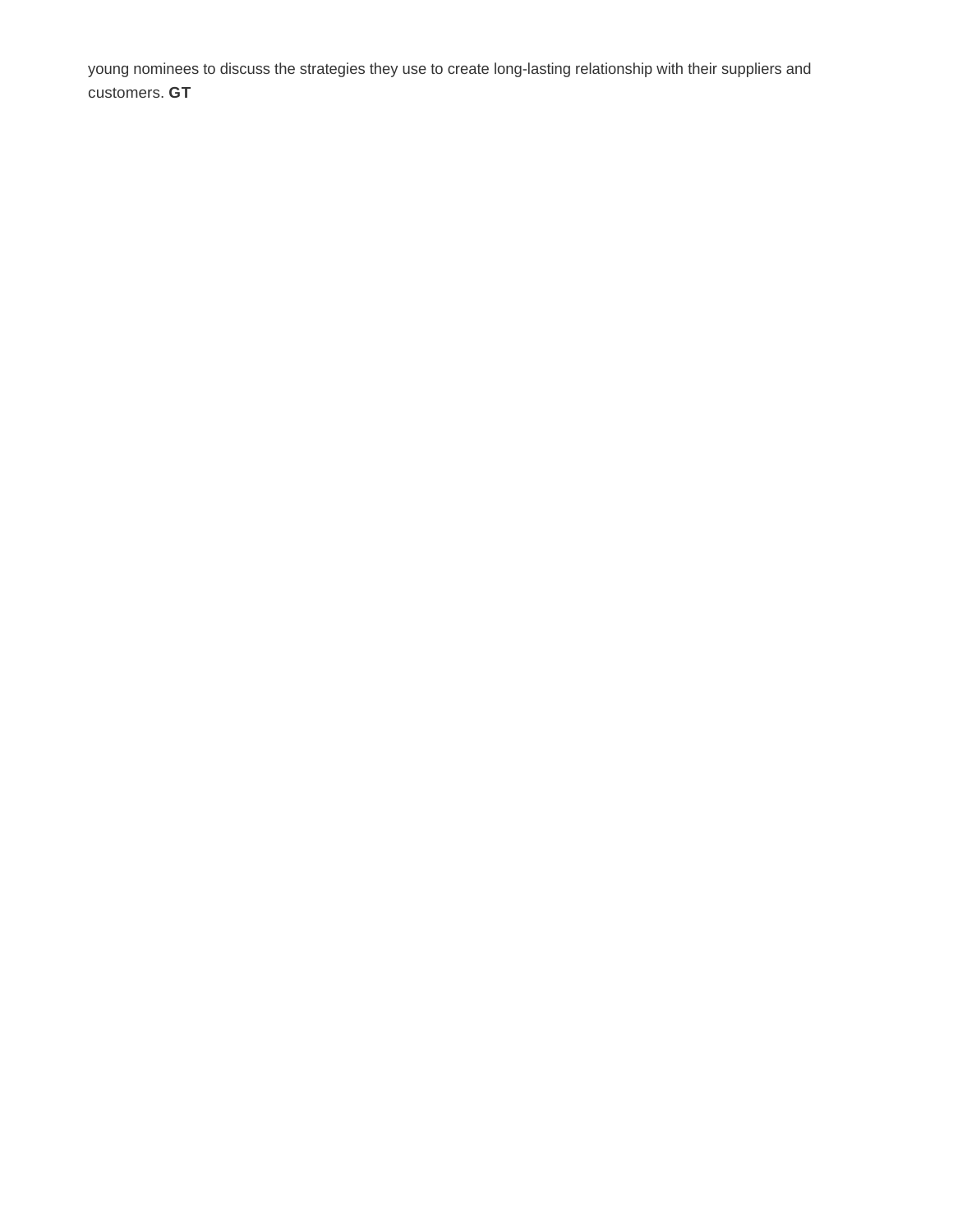young nominees to discuss the strategies they use to create long-lasting relationship with their suppliers and customers. **GT**